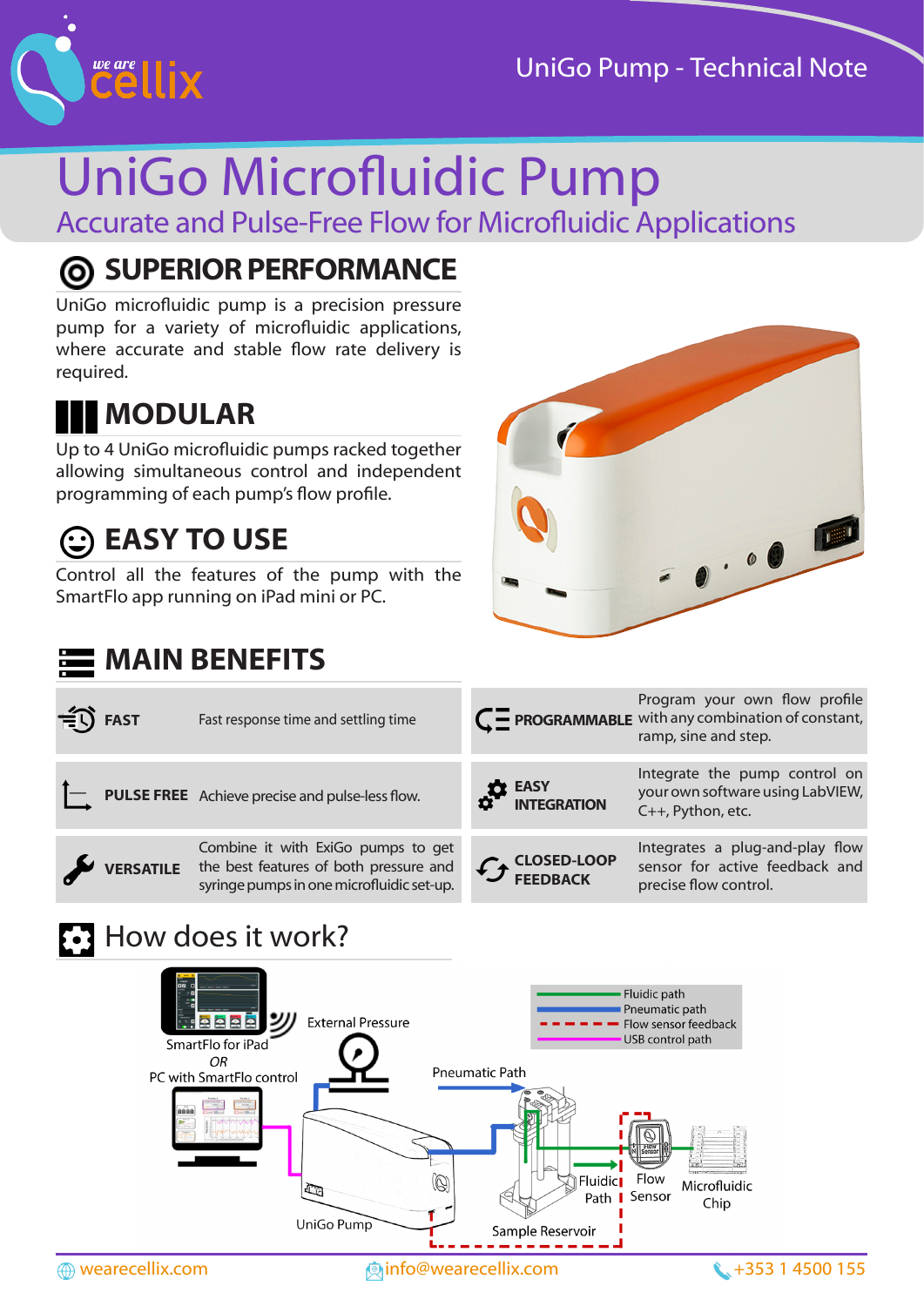# UniGo Microfluidic Pump

## Accurate and Pulse-Free Flow for Microfluidic Applications

## SUPERIOR PERFORMANCE

UniGo microfluidic pump is a precision pressure pump for a variety of microfluidic applications, where accurate and stable flow rate delivery is required.

## MODULAR

Up to 4 UniGo microfluidic pumps racked together allowing simultaneous control and independent programming of each pump's flow profile.

## EASY TO USE

Control all the features of the pump with the SmartFlo app running on iPad mini or PC.

## MAIN BENEFITS

| | | | |
|---|---|---|---|
| **FAST** | Fast response time and settling time | **PROGRAMMABLE** | Program your own flow profile with any combination of constant, ramp, sine and step. |
| **PULSE FREE** | Achieve precise and pulse-less flow. | **EASY INTEGRATION** | Integrate the pump control on your own software using LabVIEW, C++, Python, etc. |
| **VERSATILE** | Combine it with ExiGo pumps to get the best features of both pressure and syringe pumps in one microfluidic set-up. | **CLOSED-LOOP FEEDBACK** | Integrates a plug-and-play flow sensor for active feedback and precise flow control. |

## How does it work?

SmartFlo for iPad
*OR*
PC with SmartFlo control

External Pressure

Pneumatic Path

UniGo Pump

Sample Reservoir

Fluidic Path

Flow Sensor

Microfluidic Chip

Fluidic path
Pneumatic path
Flow sensor feedback
USB control path

wearecellix.com info@wearecellix.com +353 1 4500 155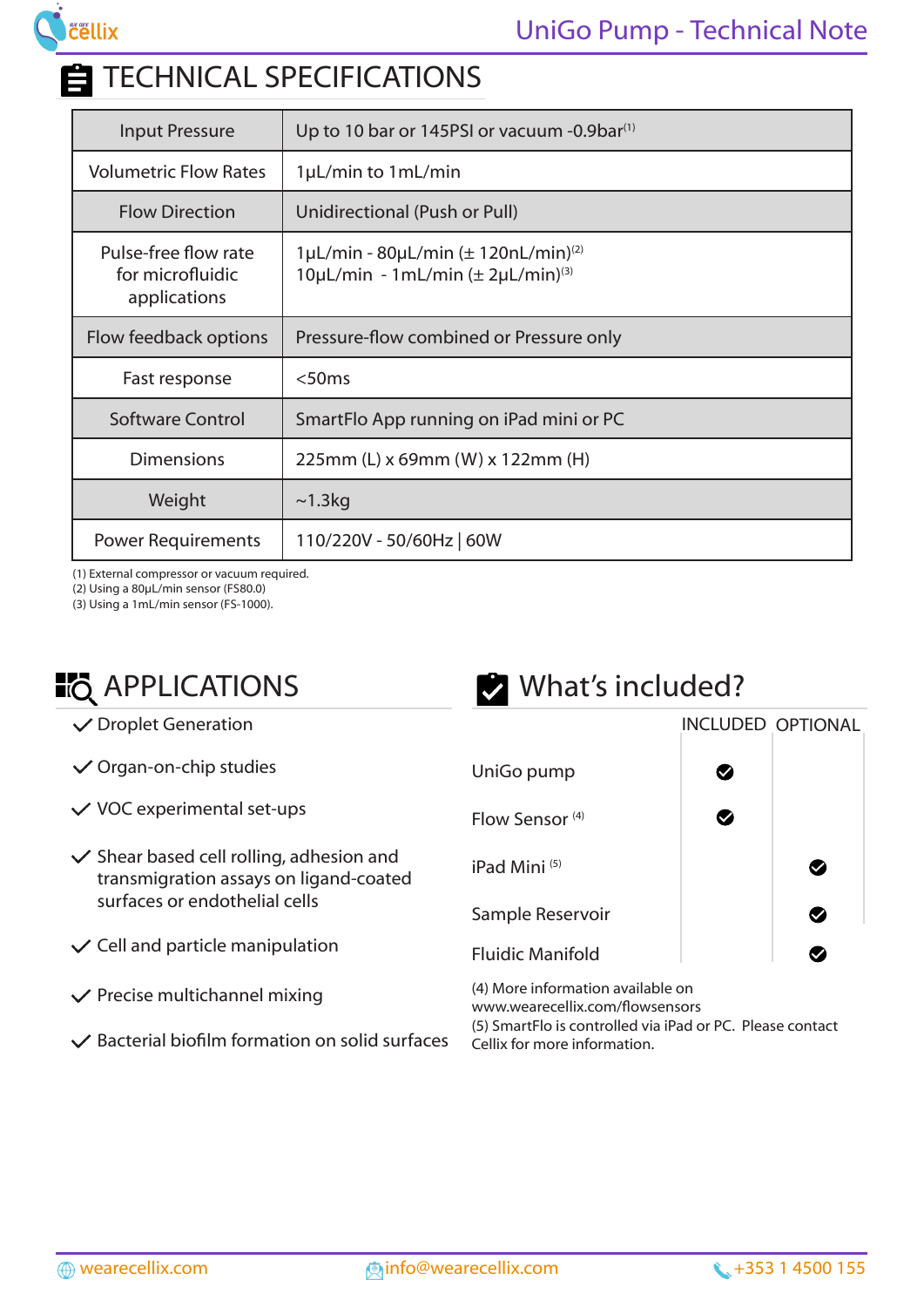# TECHNICAL SPECIFICATIONS

| | |
|---|---|
| Input Pressure | Up to 10 bar or 145PSI or vacuum -0.9bar[1] |
| Volumetric Flow Rates | 1µL/min to 1mL/min |
| Flow Direction | Unidirectional (Push or Pull) |
| Pulse-free flow rate for microfluidic applications | 1µL/min - 80µL/min (± 120nL/min)[2]<br>10µL/min - 1mL/min (± 2µL/min)[3] |
| Flow feedback options | Pressure-flow combined or Pressure only |
| Fast response | <50ms |
| Software Control | SmartFlo App running on iPad mini or PC |
| Dimensions | 225mm (L) x 69mm (W) x 122mm (H) |
| Weight | ~1.3kg |
| Power Requirements | 110/220V - 50/60Hz \| 60W |

(1) External compressor or vacuum required.
(2) Using a 80µL/min sensor (FS80.0)
(3) Using a 1mL/min sensor (FS-1000).

# APPLICATIONS

- ✓ Droplet Generation
- ✓ Organ-on-chip studies
- ✓ VOC experimental set-ups
- ✓ Shear based cell rolling, adhesion and transmigration assays on ligand-coated surfaces or endothelial cells
- ✓ Cell and particle manipulation
- ✓ Precise multichannel mixing
- ✓ Bacterial biofilm formation on solid surfaces

# What's included?

| | INCLUDED | OPTIONAL |
|---|---|---|
| UniGo pump | ✔ | |
| Flow Sensor [4] | ✔ | |
| iPad Mini [5] | | ✔ |
| Sample Reservoir | | ✔ |
| Fluidic Manifold | | ✔ |

(4) More information available on www.wearecellix.com/flowsensors
(5) SmartFlo is controlled via iPad or PC. Please contact Cellix for more information.

wearecellix.com | info@wearecellix.com | +353 1 4500 155